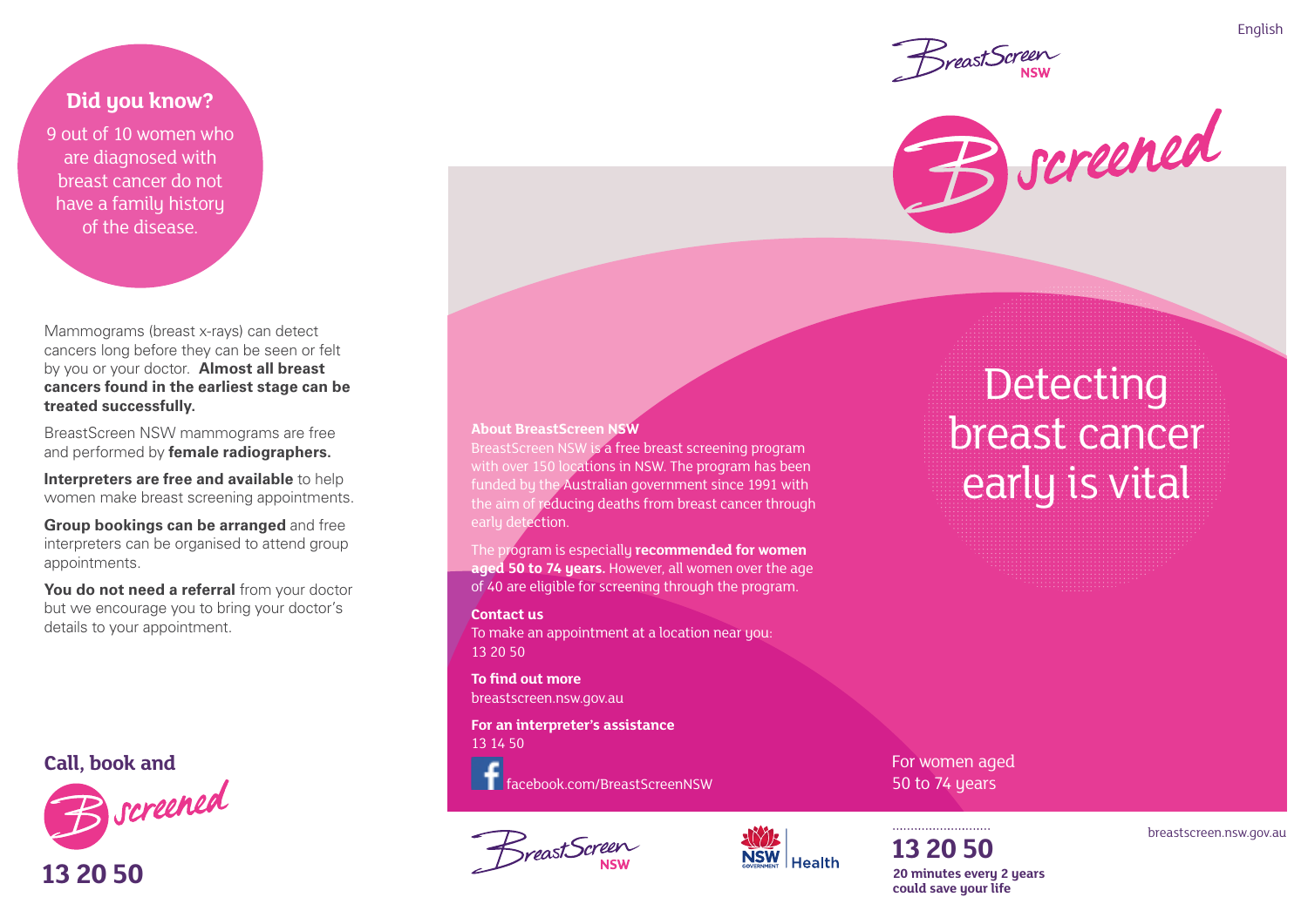English

## Did you know?

9 out of 10 women who are diagnosed with breast cancer do not have a family history of the disease.

Mammograms (breast x-rays) can detect cancers long before they can be seen or felt by you or your doctor. **Almost all breast cancers found in the earliest stage can be treated successfully.**

BreastScreen NSW mammograms are free and performed by **female radiographers.**

**Interpreters are free and available** to help women make breast screening appointments.

**Group bookings can be arranged** and free interpreters can be organised to attend group appointments.

**You do not need a referral** from your doctor but we encourage you to bring your doctor's details to your appointment.

**Call, book and B screened**

**13 20 50**

**About BreastScreen NSW**

BreastScreen NSW is a free breast screening program with over 150 locations in NSW. The program has been funded by the Australian government since 1991 with the aim of reducing deaths from breast cancer through early detection.

The program is especially **recommended for women aged 50 to 74 years.** However, all women over the age of 40 are eligible for screening through the program.

**Contact us**

To make an appointment at a location near you: 13 20 50

**To find out more**

breastscreen.nsw.gov.au

**For an interpreter's assistance**

13 14 50

facebook.com/BreastScreenNSW

BreastScreen NSW

NSW Government Health

BreastScreen NSW

B screened

# Detecting breast cancer early is vital

For women aged 50 to 74 years

**13 20 50**

**20 minutes every 2 years could save your life**

breastscreen.nsw.gov.au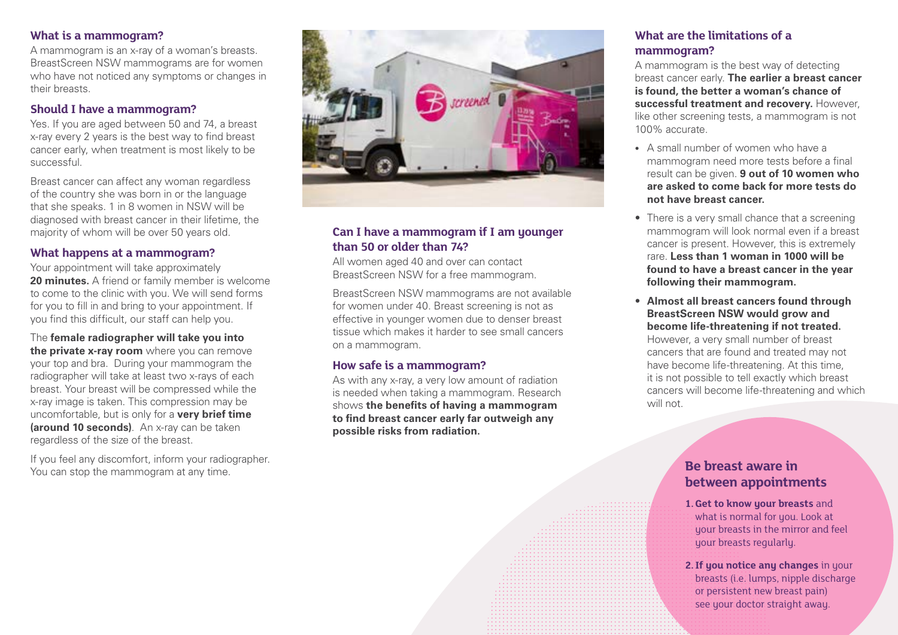## What is a mammogram?

A mammogram is an x-ray of a woman's breasts. BreastScreen NSW mammograms are for women who have not noticed any symptoms or changes in their breasts.

## Should I have a mammogram?

Yes. If you are aged between 50 and 74, a breast x-ray every 2 years is the best way to find breast cancer early, when treatment is most likely to be successful.

Breast cancer can affect any woman regardless of the country she was born in or the language that she speaks. 1 in 8 women in NSW will be diagnosed with breast cancer in their lifetime, the majority of whom will be over 50 years old.

## What happens at a mammogram?

Your appointment will take approximately **20 minutes.** A friend or family member is welcome to come to the clinic with you. We will send forms for you to fill in and bring to your appointment. If you find this difficult, our staff can help you.

The **female radiographer will take you into the private x-ray room** where you can remove your top and bra. During your mammogram the radiographer will take at least two x-rays of each breast. Your breast will be compressed while the x-ray image is taken. This compression may be uncomfortable, but is only for a **very brief time (around 10 seconds)**. An x-ray can be taken regardless of the size of the breast.

If you feel any discomfort, inform your radiographer. You can stop the mammogram at any time.

## Can I have a mammogram if I am younger than 50 or older than 74?

All women aged 40 and over can contact BreastScreen NSW for a free mammogram.

BreastScreen NSW mammograms are not available for women under 40. Breast screening is not as effective in younger women due to denser breast tissue which makes it harder to see small cancers on a mammogram.

## How safe is a mammogram?

As with any x-ray, a very low amount of radiation is needed when taking a mammogram. Research shows **the benefits of having a mammogram to find breast cancer early far outweigh any possible risks from radiation.**

## What are the limitations of a mammogram?

A mammogram is the best way of detecting breast cancer early. **The earlier a breast cancer is found, the better a woman's chance of successful treatment and recovery.** However, like other screening tests, a mammogram is not 100% accurate.

- A small number of women who have a mammogram need more tests before a final result can be given. **9 out of 10 women who are asked to come back for more tests do not have breast cancer.**
- There is a very small chance that a screening mammogram will look normal even if a breast cancer is present. However, this is extremely rare. **Less than 1 woman in 1000 will be found to have a breast cancer in the year following their mammogram.**
- **Almost all breast cancers found through BreastScreen NSW would grow and become life-threatening if not treated.** However, a very small number of breast cancers that are found and treated may not have become life-threatening. At this time, it is not possible to tell exactly which breast cancers will become life-threatening and which will not.

## Be breast aware in between appointments

1. **Get to know your breasts** and what is normal for you. Look at your breasts in the mirror and feel your breasts regularly.
2. **If you notice any changes** in your breasts (i.e. lumps, nipple discharge or persistent new breast pain) see your doctor straight away.